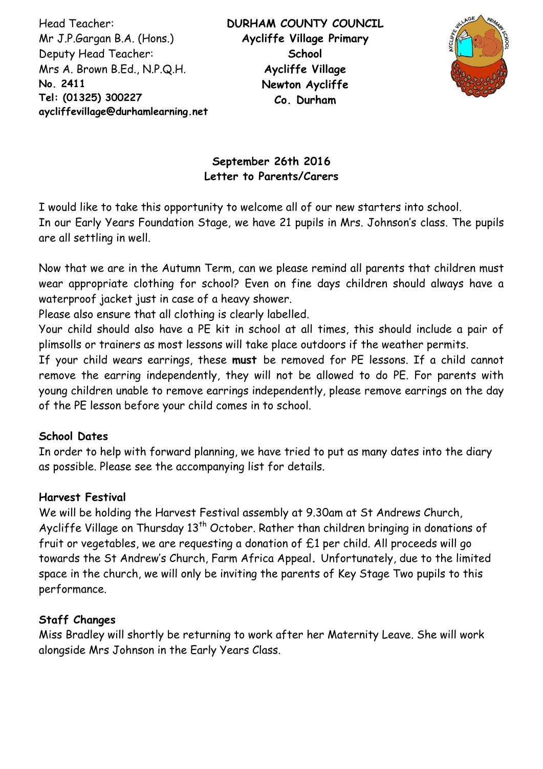Head Teacher:
Mr J.P.Gargan B.A. (Hons.)
Deputy Head Teacher:
Mrs A. Brown B.Ed., N.P.Q.H.
**No. 2411**
**Tel: (01325) 300227**
**aycliffevillage@durhamlearning.net**

**DURHAM COUNTY COUNCIL**
**Aycliffe Village Primary School**
**Aycliffe Village**
**Newton Aycliffe**
**Co. Durham**

**September 26th 2016**
**Letter to Parents/Carers**

I would like to take this opportunity to welcome all of our new starters into school.
In our Early Years Foundation Stage, we have 21 pupils in Mrs. Johnson's class. The pupils are all settling in well.

Now that we are in the Autumn Term, can we please remind all parents that children must wear appropriate clothing for school? Even on fine days children should always have a waterproof jacket just in case of a heavy shower.
Please also ensure that all clothing is clearly labelled.
Your child should also have a PE kit in school at all times, this should include a pair of plimsolls or trainers as most lessons will take place outdoors if the weather permits.
If your child wears earrings, these **must** be removed for PE lessons. If a child cannot remove the earring independently, they will not be allowed to do PE. For parents with young children unable to remove earrings independently, please remove earrings on the day of the PE lesson before your child comes in to school.

**School Dates**
In order to help with forward planning, we have tried to put as many dates into the diary as possible. Please see the accompanying list for details.

**Harvest Festival**
We will be holding the Harvest Festival assembly at 9.30am at St Andrews Church, Aycliffe Village on Thursday 13th October. Rather than children bringing in donations of fruit or vegetables, we are requesting a donation of £1 per child. All proceeds will go towards the St Andrew's Church, Farm Africa Appeal**.** Unfortunately, due to the limited space in the church, we will only be inviting the parents of Key Stage Two pupils to this performance.

**Staff Changes**
Miss Bradley will shortly be returning to work after her Maternity Leave. She will work alongside Mrs Johnson in the Early Years Class.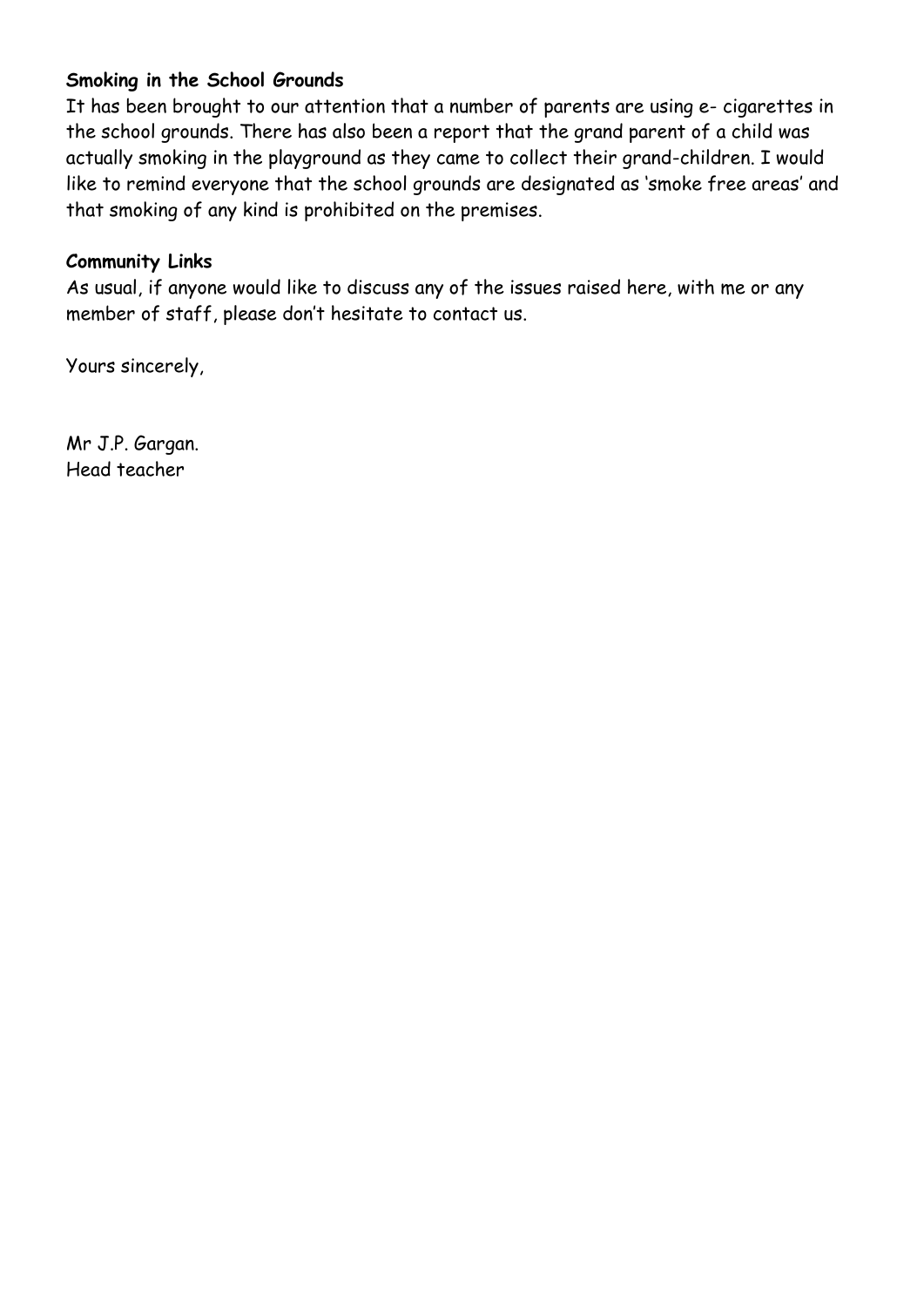**Smoking in the School Grounds**

It has been brought to our attention that a number of parents are using e- cigarettes in the school grounds. There has also been a report that the grand parent of a child was actually smoking in the playground as they came to collect their grand-children. I would like to remind everyone that the school grounds are designated as 'smoke free areas' and that smoking of any kind is prohibited on the premises.

**Community Links**

As usual, if anyone would like to discuss any of the issues raised here, with me or any member of staff, please don't hesitate to contact us.

Yours sincerely,

Mr J.P. Gargan.
Head teacher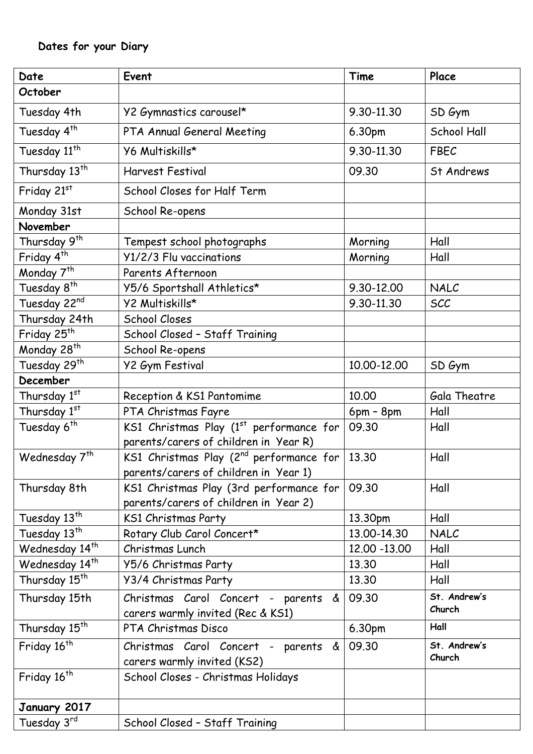**Dates for your Diary**

| Date | Event | Time | Place |
|---|---|---|---|
| **October** | | | |
| Tuesday 4th | Y2 Gymnastics carousel* | 9.30-11.30 | SD Gym |
| Tuesday 4th | PTA Annual General Meeting | 6.30pm | School Hall |
| Tuesday 11th | Y6 Multiskills* | 9.30-11.30 | FBEC |
| Thursday 13th | Harvest Festival | 09.30 | St Andrews |
| Friday 21st | School Closes for Half Term | | |
| Monday 31st | School Re-opens | | |
| **November** | | | |
| Thursday 9th | Tempest school photographs | Morning | Hall |
| Friday 4th | Y1/2/3 Flu vaccinations | Morning | Hall |
| Monday 7th | Parents Afternoon | | |
| Tuesday 8th | Y5/6 Sportshall Athletics* | 9.30-12.00 | NALC |
| Tuesday 22nd | Y2 Multiskills* | 9.30-11.30 | SCC |
| Thursday 24th | School Closes | | |
| Friday 25th | School Closed – Staff Training | | |
| Monday 28th | School Re-opens | | |
| Tuesday 29th | Y2 Gym Festival | 10.00-12.00 | SD Gym |
| **December** | | | |
| Thursday 1st | Reception & KS1 Pantomime | 10.00 | Gala Theatre |
| Thursday 1st | PTA Christmas Fayre | 6pm – 8pm | Hall |
| Tuesday 6th | KS1 Christmas Play (1st performance for parents/carers of children in Year R) | 09.30 | Hall |
| Wednesday 7th | KS1 Christmas Play (2nd performance for parents/carers of children in Year 1) | 13.30 | Hall |
| Thursday 8th | KS1 Christmas Play (3rd performance for parents/carers of children in Year 2) | 09.30 | Hall |
| Tuesday 13th | KS1 Christmas Party | 13.30pm | Hall |
| Tuesday 13th | Rotary Club Carol Concert* | 13.00-14.30 | NALC |
| Wednesday 14th | Christmas Lunch | 12.00 -13.00 | Hall |
| Wednesday 14th | Y5/6 Christmas Party | 13.30 | Hall |
| Thursday 15th | Y3/4 Christmas Party | 13.30 | Hall |
| Thursday 15th | Christmas Carol Concert - parents & carers warmly invited (Rec & KS1) | 09.30 | St. Andrew's Church |
| Thursday 15th | PTA Christmas Disco | 6.30pm | Hall |
| Friday 16th | Christmas Carol Concert - parents & carers warmly invited (KS2) | 09.30 | St. Andrew's Church |
| Friday 16th | School Closes - Christmas Holidays | | |
| **January 2017** | | | |
| Tuesday 3rd | School Closed – Staff Training | | |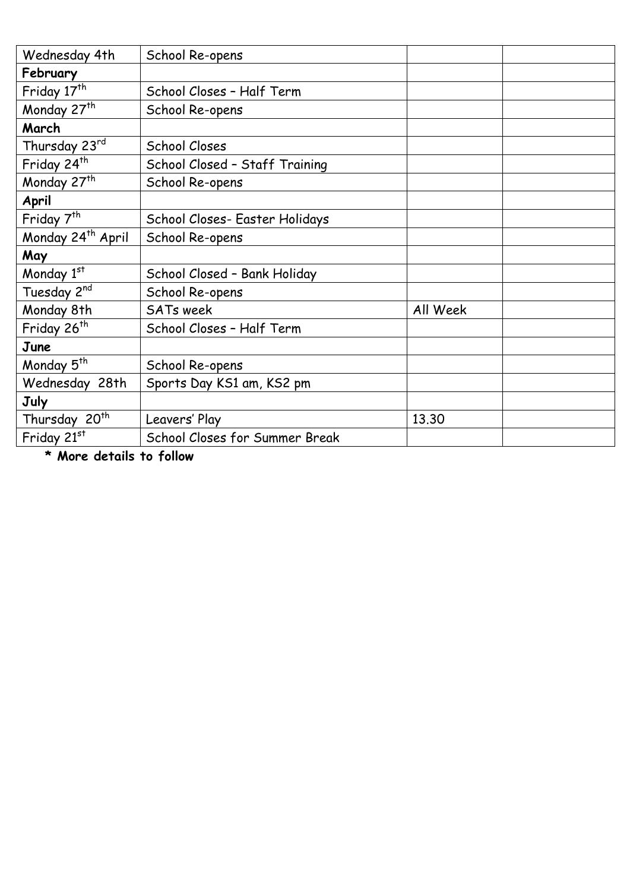| | | | |
|---|---|---|---|
| Wednesday 4th | School Re-opens | | |
| **February** | | | |
| Friday 17th | School Closes – Half Term | | |
| Monday 27th | School Re-opens | | |
| **March** | | | |
| Thursday 23rd | School Closes | | |
| Friday 24th | School Closed – Staff Training | | |
| Monday 27th | School Re-opens | | |
| **April** | | | |
| Friday 7th | School Closes- Easter Holidays | | |
| Monday 24th April | School Re-opens | | |
| **May** | | | |
| Monday 1st | School Closed – Bank Holiday | | |
| Tuesday 2nd | School Re-opens | | |
| Monday 8th | SATs week | All Week | |
| Friday 26th | School Closes – Half Term | | |
| **June** | | | |
| Monday 5th | School Re-opens | | |
| Wednesday 28th | Sports Day KS1 am, KS2 pm | | |
| **July** | | | |
| Thursday 20th | Leavers' Play | 13.30 | |
| Friday 21st | School Closes for Summer Break | | |

**\* More details to follow**